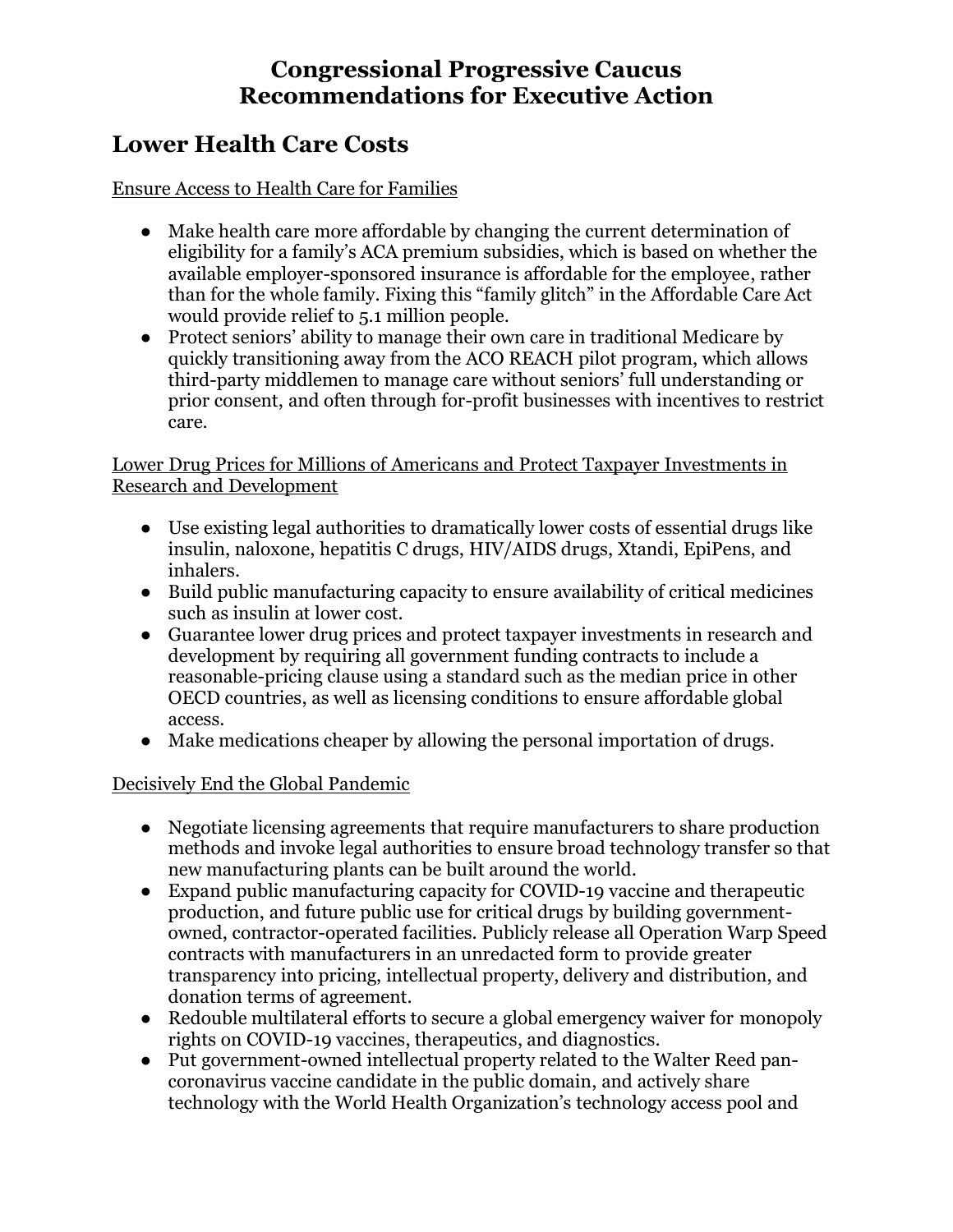# Congressional Progressive Caucus Recommendations for Executive Action

## Lower Health Care Costs

Ensure Access to Health Care for Families

- Make health care more affordable by changing the current determination of eligibility for a family's ACA premium subsidies, which is based on whether the available employer-sponsored insurance is affordable for the employee, rather than for the whole family. Fixing this "family glitch" in the Affordable Care Act would provide relief to 5.1 million people.
- Protect seniors' ability to manage their own care in traditional Medicare by quickly transitioning away from the ACO REACH pilot program, which allows third-party middlemen to manage care without seniors' full understanding or prior consent, and often through for-profit businesses with incentives to restrict care.

Lower Drug Prices for Millions of Americans and Protect Taxpayer Investments in Research and Development

- Use existing legal authorities to dramatically lower costs of essential drugs like insulin, naloxone, hepatitis C drugs, HIV/AIDS drugs, Xtandi, EpiPens, and inhalers.
- Build public manufacturing capacity to ensure availability of critical medicines such as insulin at lower cost.
- Guarantee lower drug prices and protect taxpayer investments in research and development by requiring all government funding contracts to include a reasonable-pricing clause using a standard such as the median price in other OECD countries, as well as licensing conditions to ensure affordable global access.
- Make medications cheaper by allowing the personal importation of drugs.

Decisively End the Global Pandemic

- Negotiate licensing agreements that require manufacturers to share production methods and invoke legal authorities to ensure broad technology transfer so that new manufacturing plants can be built around the world.
- Expand public manufacturing capacity for COVID-19 vaccine and therapeutic production, and future public use for critical drugs by building government-owned, contractor-operated facilities. Publicly release all Operation Warp Speed contracts with manufacturers in an unredacted form to provide greater transparency into pricing, intellectual property, delivery and distribution, and donation terms of agreement.
- Redouble multilateral efforts to secure a global emergency waiver for monopoly rights on COVID-19 vaccines, therapeutics, and diagnostics.
- Put government-owned intellectual property related to the Walter Reed pan-coronavirus vaccine candidate in the public domain, and actively share technology with the World Health Organization's technology access pool and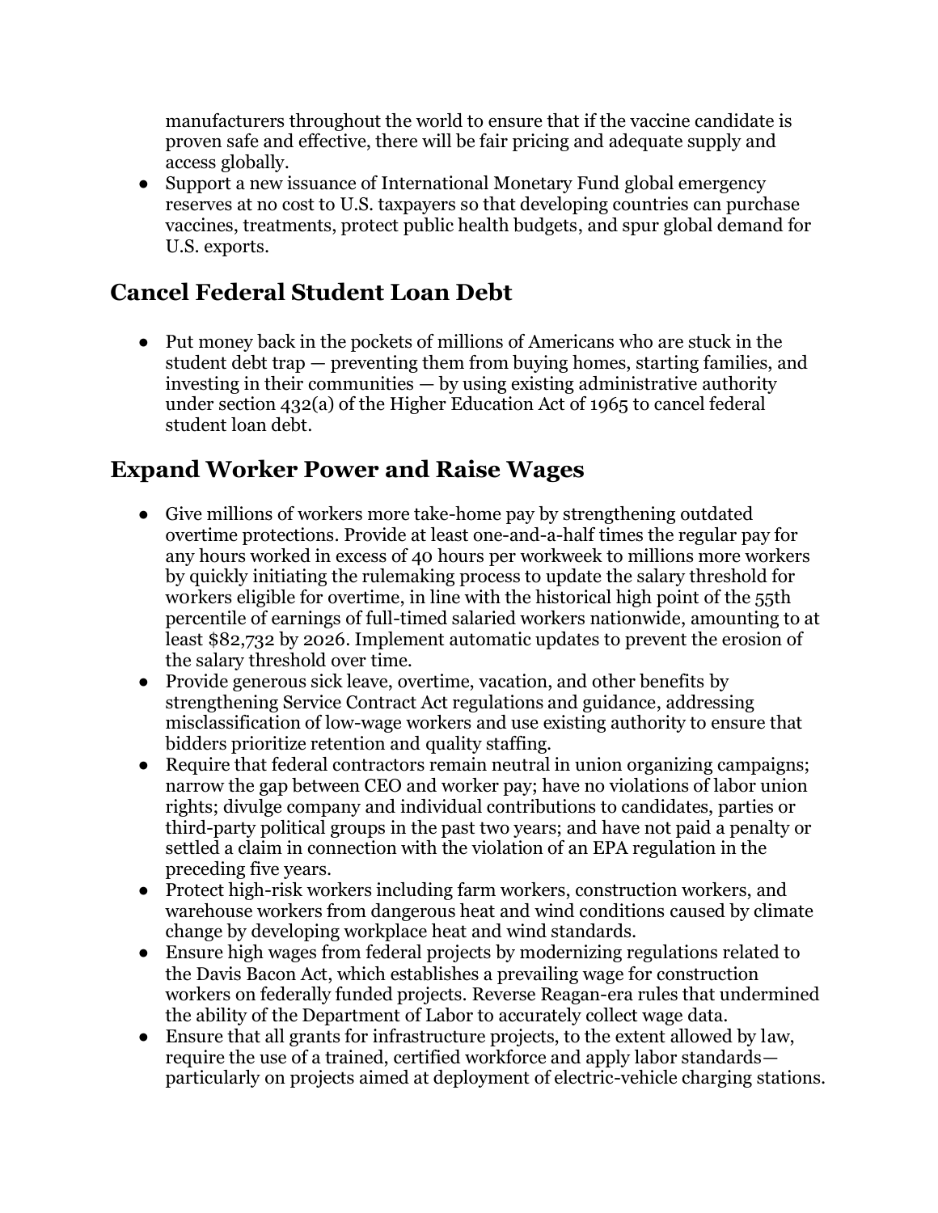manufacturers throughout the world to ensure that if the vaccine candidate is proven safe and effective, there will be fair pricing and adequate supply and access globally.

- Support a new issuance of International Monetary Fund global emergency reserves at no cost to U.S. taxpayers so that developing countries can purchase vaccines, treatments, protect public health budgets, and spur global demand for U.S. exports.

## Cancel Federal Student Loan Debt

- Put money back in the pockets of millions of Americans who are stuck in the student debt trap — preventing them from buying homes, starting families, and investing in their communities — by using existing administrative authority under section 432(a) of the Higher Education Act of 1965 to cancel federal student loan debt.

## Expand Worker Power and Raise Wages

- Give millions of workers more take-home pay by strengthening outdated overtime protections. Provide at least one-and-a-half times the regular pay for any hours worked in excess of 40 hours per workweek to millions more workers by quickly initiating the rulemaking process to update the salary threshold for w0rkers eligible for overtime, in line with the historical high point of the 55th percentile of earnings of full-timed salaried workers nationwide, amounting to at least $82,732 by 2026. Implement automatic updates to prevent the erosion of the salary threshold over time.
- Provide generous sick leave, overtime, vacation, and other benefits by strengthening Service Contract Act regulations and guidance, addressing misclassification of low-wage workers and use existing authority to ensure that bidders prioritize retention and quality staffing.
- Require that federal contractors remain neutral in union organizing campaigns; narrow the gap between CEO and worker pay; have no violations of labor union rights; divulge company and individual contributions to candidates, parties or third-party political groups in the past two years; and have not paid a penalty or settled a claim in connection with the violation of an EPA regulation in the preceding five years.
- Protect high-risk workers including farm workers, construction workers, and warehouse workers from dangerous heat and wind conditions caused by climate change by developing workplace heat and wind standards.
- Ensure high wages from federal projects by modernizing regulations related to the Davis Bacon Act, which establishes a prevailing wage for construction workers on federally funded projects. Reverse Reagan-era rules that undermined the ability of the Department of Labor to accurately collect wage data.
- Ensure that all grants for infrastructure projects, to the extent allowed by law, require the use of a trained, certified workforce and apply labor standards— particularly on projects aimed at deployment of electric-vehicle charging stations.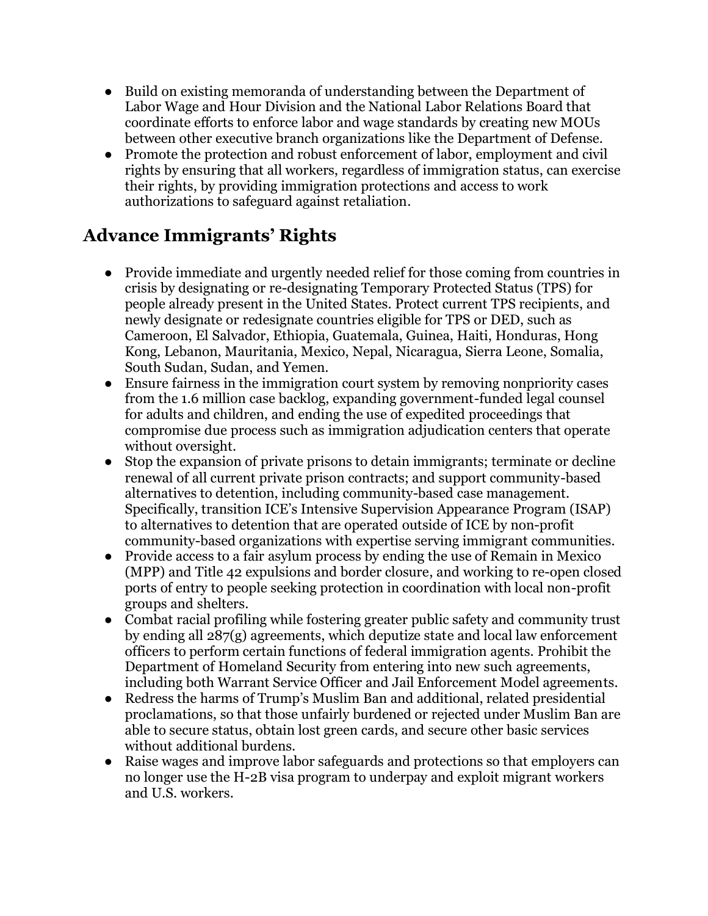- Build on existing memoranda of understanding between the Department of Labor Wage and Hour Division and the National Labor Relations Board that coordinate efforts to enforce labor and wage standards by creating new MOUs between other executive branch organizations like the Department of Defense.
- Promote the protection and robust enforcement of labor, employment and civil rights by ensuring that all workers, regardless of immigration status, can exercise their rights, by providing immigration protections and access to work authorizations to safeguard against retaliation.

## Advance Immigrants' Rights

- Provide immediate and urgently needed relief for those coming from countries in crisis by designating or re-designating Temporary Protected Status (TPS) for people already present in the United States. Protect current TPS recipients, and newly designate or redesignate countries eligible for TPS or DED, such as Cameroon, El Salvador, Ethiopia, Guatemala, Guinea, Haiti, Honduras, Hong Kong, Lebanon, Mauritania, Mexico, Nepal, Nicaragua, Sierra Leone, Somalia, South Sudan, Sudan, and Yemen.
- Ensure fairness in the immigration court system by removing nonpriority cases from the 1.6 million case backlog, expanding government-funded legal counsel for adults and children, and ending the use of expedited proceedings that compromise due process such as immigration adjudication centers that operate without oversight.
- Stop the expansion of private prisons to detain immigrants; terminate or decline renewal of all current private prison contracts; and support community-based alternatives to detention, including community-based case management. Specifically, transition ICE's Intensive Supervision Appearance Program (ISAP) to alternatives to detention that are operated outside of ICE by non-profit community-based organizations with expertise serving immigrant communities.
- Provide access to a fair asylum process by ending the use of Remain in Mexico (MPP) and Title 42 expulsions and border closure, and working to re-open closed ports of entry to people seeking protection in coordination with local non-profit groups and shelters.
- Combat racial profiling while fostering greater public safety and community trust by ending all 287(g) agreements, which deputize state and local law enforcement officers to perform certain functions of federal immigration agents. Prohibit the Department of Homeland Security from entering into new such agreements, including both Warrant Service Officer and Jail Enforcement Model agreements.
- Redress the harms of Trump's Muslim Ban and additional, related presidential proclamations, so that those unfairly burdened or rejected under Muslim Ban are able to secure status, obtain lost green cards, and secure other basic services without additional burdens.
- Raise wages and improve labor safeguards and protections so that employers can no longer use the H-2B visa program to underpay and exploit migrant workers and U.S. workers.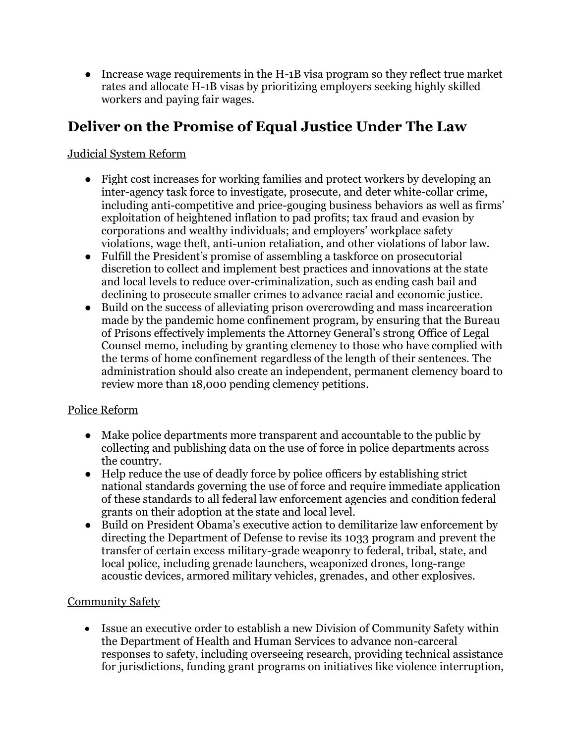- Increase wage requirements in the H-1B visa program so they reflect true market rates and allocate H-1B visas by prioritizing employers seeking highly skilled workers and paying fair wages.

## Deliver on the Promise of Equal Justice Under The Law

Judicial System Reform

- Fight cost increases for working families and protect workers by developing an inter-agency task force to investigate, prosecute, and deter white-collar crime, including anti-competitive and price-gouging business behaviors as well as firms' exploitation of heightened inflation to pad profits; tax fraud and evasion by corporations and wealthy individuals; and employers' workplace safety violations, wage theft, anti-union retaliation, and other violations of labor law.
- Fulfill the President's promise of assembling a taskforce on prosecutorial discretion to collect and implement best practices and innovations at the state and local levels to reduce over-criminalization, such as ending cash bail and declining to prosecute smaller crimes to advance racial and economic justice.
- Build on the success of alleviating prison overcrowding and mass incarceration made by the pandemic home confinement program, by ensuring that the Bureau of Prisons effectively implements the Attorney General's strong Office of Legal Counsel memo, including by granting clemency to those who have complied with the terms of home confinement regardless of the length of their sentences. The administration should also create an independent, permanent clemency board to review more than 18,000 pending clemency petitions.

Police Reform

- Make police departments more transparent and accountable to the public by collecting and publishing data on the use of force in police departments across the country.
- Help reduce the use of deadly force by police officers by establishing strict national standards governing the use of force and require immediate application of these standards to all federal law enforcement agencies and condition federal grants on their adoption at the state and local level.
- Build on President Obama's executive action to demilitarize law enforcement by directing the Department of Defense to revise its 1033 program and prevent the transfer of certain excess military-grade weaponry to federal, tribal, state, and local police, including grenade launchers, weaponized drones, long-range acoustic devices, armored military vehicles, grenades, and other explosives.

Community Safety

- Issue an executive order to establish a new Division of Community Safety within the Department of Health and Human Services to advance non-carceral responses to safety, including overseeing research, providing technical assistance for jurisdictions, funding grant programs on initiatives like violence interruption,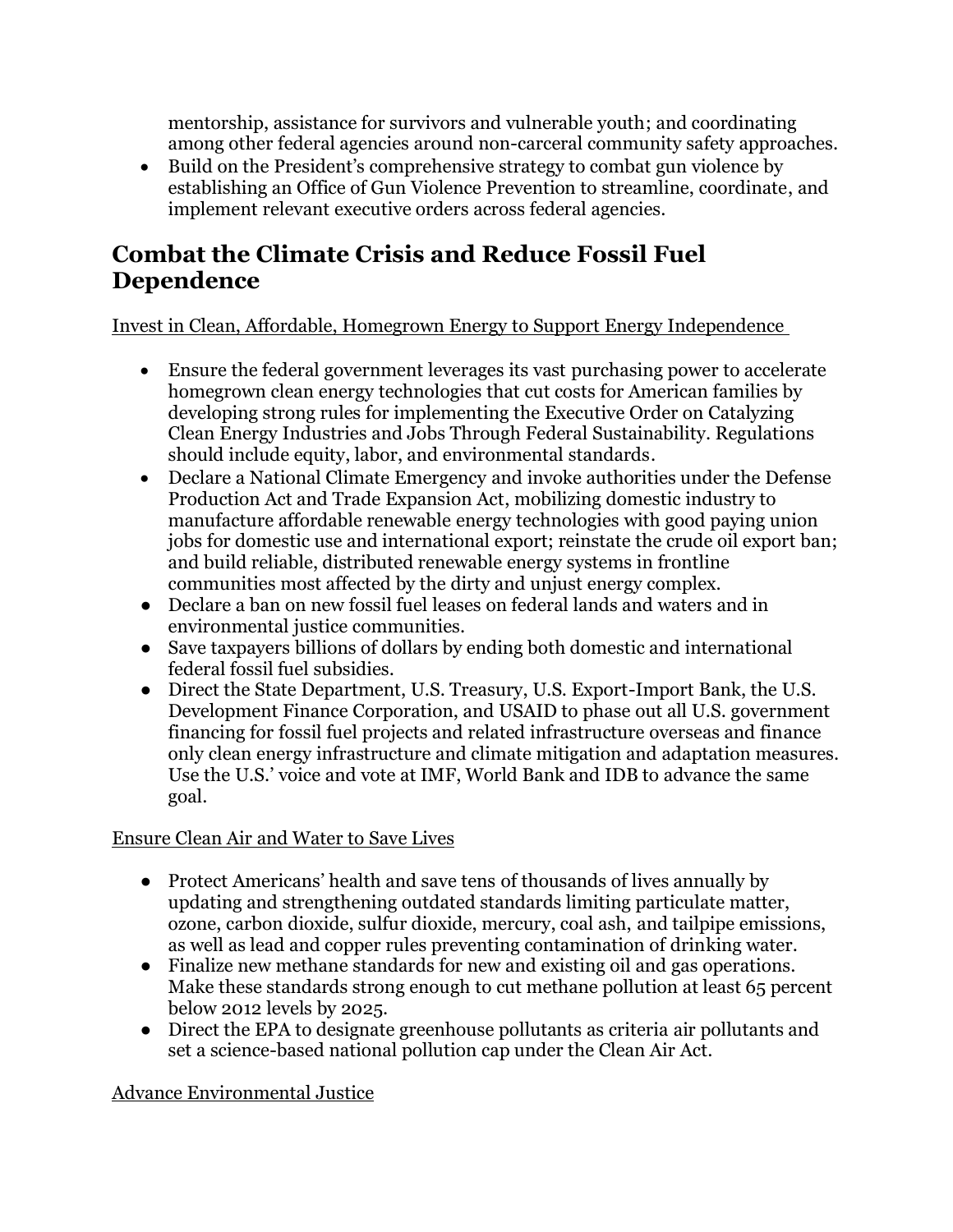mentorship, assistance for survivors and vulnerable youth; and coordinating among other federal agencies around non-carceral community safety approaches.

- Build on the President's comprehensive strategy to combat gun violence by establishing an Office of Gun Violence Prevention to streamline, coordinate, and implement relevant executive orders across federal agencies.

## Combat the Climate Crisis and Reduce Fossil Fuel Dependence

Invest in Clean, Affordable, Homegrown Energy to Support Energy Independence

- Ensure the federal government leverages its vast purchasing power to accelerate homegrown clean energy technologies that cut costs for American families by developing strong rules for implementing the Executive Order on Catalyzing Clean Energy Industries and Jobs Through Federal Sustainability. Regulations should include equity, labor, and environmental standards.
- Declare a National Climate Emergency and invoke authorities under the Defense Production Act and Trade Expansion Act, mobilizing domestic industry to manufacture affordable renewable energy technologies with good paying union jobs for domestic use and international export; reinstate the crude oil export ban; and build reliable, distributed renewable energy systems in frontline communities most affected by the dirty and unjust energy complex.
- Declare a ban on new fossil fuel leases on federal lands and waters and in environmental justice communities.
- Save taxpayers billions of dollars by ending both domestic and international federal fossil fuel subsidies.
- Direct the State Department, U.S. Treasury, U.S. Export-Import Bank, the U.S. Development Finance Corporation, and USAID to phase out all U.S. government financing for fossil fuel projects and related infrastructure overseas and finance only clean energy infrastructure and climate mitigation and adaptation measures. Use the U.S.' voice and vote at IMF, World Bank and IDB to advance the same goal.

Ensure Clean Air and Water to Save Lives

- Protect Americans' health and save tens of thousands of lives annually by updating and strengthening outdated standards limiting particulate matter, ozone, carbon dioxide, sulfur dioxide, mercury, coal ash, and tailpipe emissions, as well as lead and copper rules preventing contamination of drinking water.
- Finalize new methane standards for new and existing oil and gas operations. Make these standards strong enough to cut methane pollution at least 65 percent below 2012 levels by 2025.
- Direct the EPA to designate greenhouse pollutants as criteria air pollutants and set a science-based national pollution cap under the Clean Air Act.

Advance Environmental Justice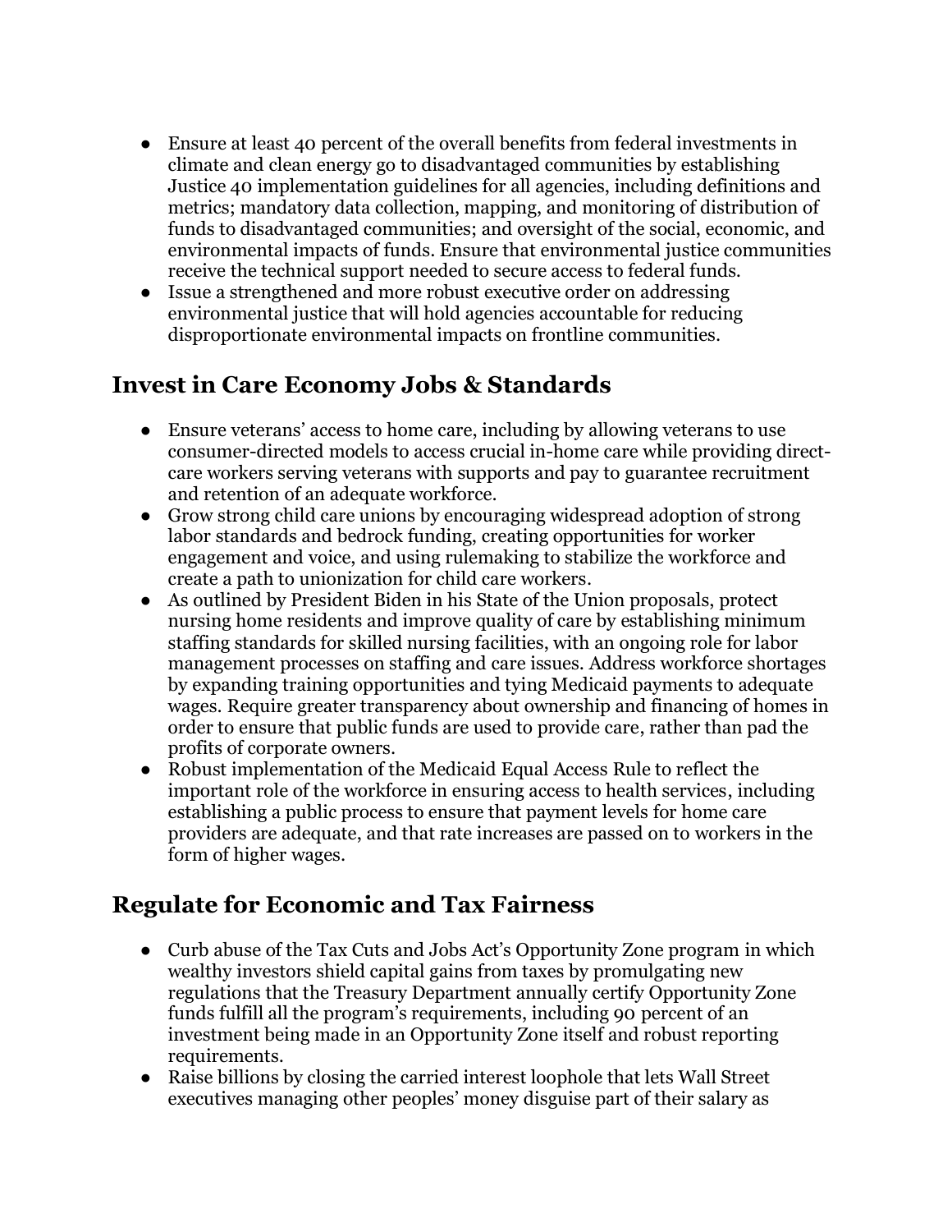- Ensure at least 40 percent of the overall benefits from federal investments in climate and clean energy go to disadvantaged communities by establishing Justice 40 implementation guidelines for all agencies, including definitions and metrics; mandatory data collection, mapping, and monitoring of distribution of funds to disadvantaged communities; and oversight of the social, economic, and environmental impacts of funds. Ensure that environmental justice communities receive the technical support needed to secure access to federal funds.
- Issue a strengthened and more robust executive order on addressing environmental justice that will hold agencies accountable for reducing disproportionate environmental impacts on frontline communities.

## Invest in Care Economy Jobs & Standards

- Ensure veterans' access to home care, including by allowing veterans to use consumer-directed models to access crucial in-home care while providing direct-care workers serving veterans with supports and pay to guarantee recruitment and retention of an adequate workforce.
- Grow strong child care unions by encouraging widespread adoption of strong labor standards and bedrock funding, creating opportunities for worker engagement and voice, and using rulemaking to stabilize the workforce and create a path to unionization for child care workers.
- As outlined by President Biden in his State of the Union proposals, protect nursing home residents and improve quality of care by establishing minimum staffing standards for skilled nursing facilities, with an ongoing role for labor management processes on staffing and care issues. Address workforce shortages by expanding training opportunities and tying Medicaid payments to adequate wages. Require greater transparency about ownership and financing of homes in order to ensure that public funds are used to provide care, rather than pad the profits of corporate owners.
- Robust implementation of the Medicaid Equal Access Rule to reflect the important role of the workforce in ensuring access to health services, including establishing a public process to ensure that payment levels for home care providers are adequate, and that rate increases are passed on to workers in the form of higher wages.

## Regulate for Economic and Tax Fairness

- Curb abuse of the Tax Cuts and Jobs Act's Opportunity Zone program in which wealthy investors shield capital gains from taxes by promulgating new regulations that the Treasury Department annually certify Opportunity Zone funds fulfill all the program's requirements, including 90 percent of an investment being made in an Opportunity Zone itself and robust reporting requirements.
- Raise billions by closing the carried interest loophole that lets Wall Street executives managing other peoples' money disguise part of their salary as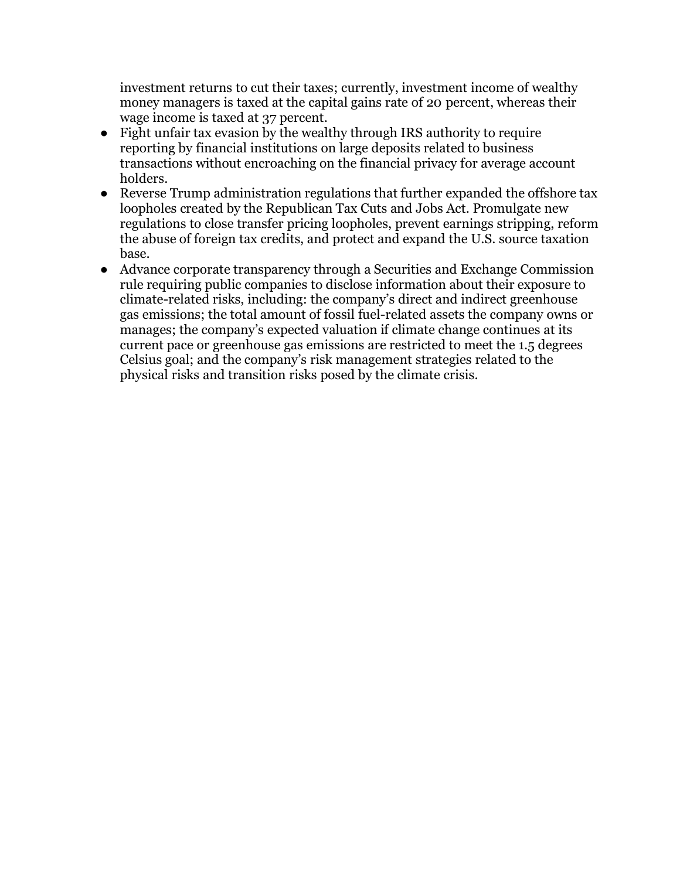investment returns to cut their taxes; currently, investment income of wealthy money managers is taxed at the capital gains rate of 20 percent, whereas their wage income is taxed at 37 percent.

- Fight unfair tax evasion by the wealthy through IRS authority to require reporting by financial institutions on large deposits related to business transactions without encroaching on the financial privacy for average account holders.
- Reverse Trump administration regulations that further expanded the offshore tax loopholes created by the Republican Tax Cuts and Jobs Act. Promulgate new regulations to close transfer pricing loopholes, prevent earnings stripping, reform the abuse of foreign tax credits, and protect and expand the U.S. source taxation base.
- Advance corporate transparency through a Securities and Exchange Commission rule requiring public companies to disclose information about their exposure to climate-related risks, including: the company's direct and indirect greenhouse gas emissions; the total amount of fossil fuel-related assets the company owns or manages; the company's expected valuation if climate change continues at its current pace or greenhouse gas emissions are restricted to meet the 1.5 degrees Celsius goal; and the company's risk management strategies related to the physical risks and transition risks posed by the climate crisis.